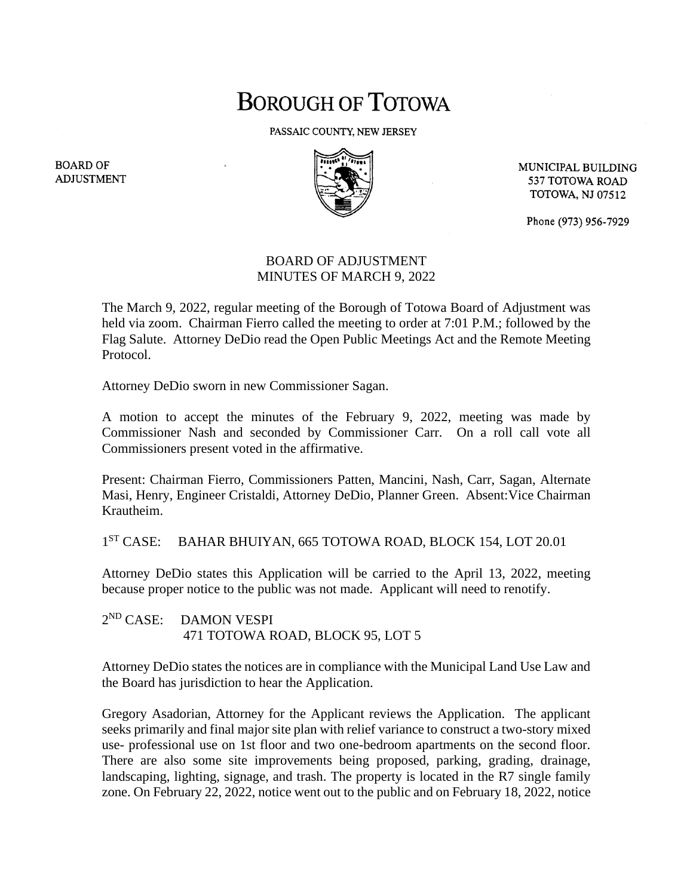# BOROUGH OF TOTOWA

PASSAIC COUNTY, NEW JERSEY

BOARD OF ADJUSTMENT

MUNICIPAL BUILDING
537 TOTOWA ROAD
TOTOWA, NJ 07512

Phone (973) 956-7929

## BOARD OF ADJUSTMENT
## MINUTES OF MARCH 9, 2022

The March 9, 2022, regular meeting of the Borough of Totowa Board of Adjustment was held via zoom. Chairman Fierro called the meeting to order at 7:01 P.M.; followed by the Flag Salute. Attorney DeDio read the Open Public Meetings Act and the Remote Meeting Protocol.

Attorney DeDio sworn in new Commissioner Sagan.

A motion to accept the minutes of the February 9, 2022, meeting was made by Commissioner Nash and seconded by Commissioner Carr. On a roll call vote all Commissioners present voted in the affirmative.

Present: Chairman Fierro, Commissioners Patten, Mancini, Nash, Carr, Sagan, Alternate Masi, Henry, Engineer Cristaldi, Attorney DeDio, Planner Green. Absent:Vice Chairman Krautheim.

1ST CASE: BAHAR BHUIYAN, 665 TOTOWA ROAD, BLOCK 154, LOT 20.01

Attorney DeDio states this Application will be carried to the April 13, 2022, meeting because proper notice to the public was not made. Applicant will need to renotify.

2ND CASE: DAMON VESPI
471 TOTOWA ROAD, BLOCK 95, LOT 5

Attorney DeDio states the notices are in compliance with the Municipal Land Use Law and the Board has jurisdiction to hear the Application.

Gregory Asadorian, Attorney for the Applicant reviews the Application. The applicant seeks primarily and final major site plan with relief variance to construct a two-story mixed use- professional use on 1st floor and two one-bedroom apartments on the second floor. There are also some site improvements being proposed, parking, grading, drainage, landscaping, lighting, signage, and trash. The property is located in the R7 single family zone. On February 22, 2022, notice went out to the public and on February 18, 2022, notice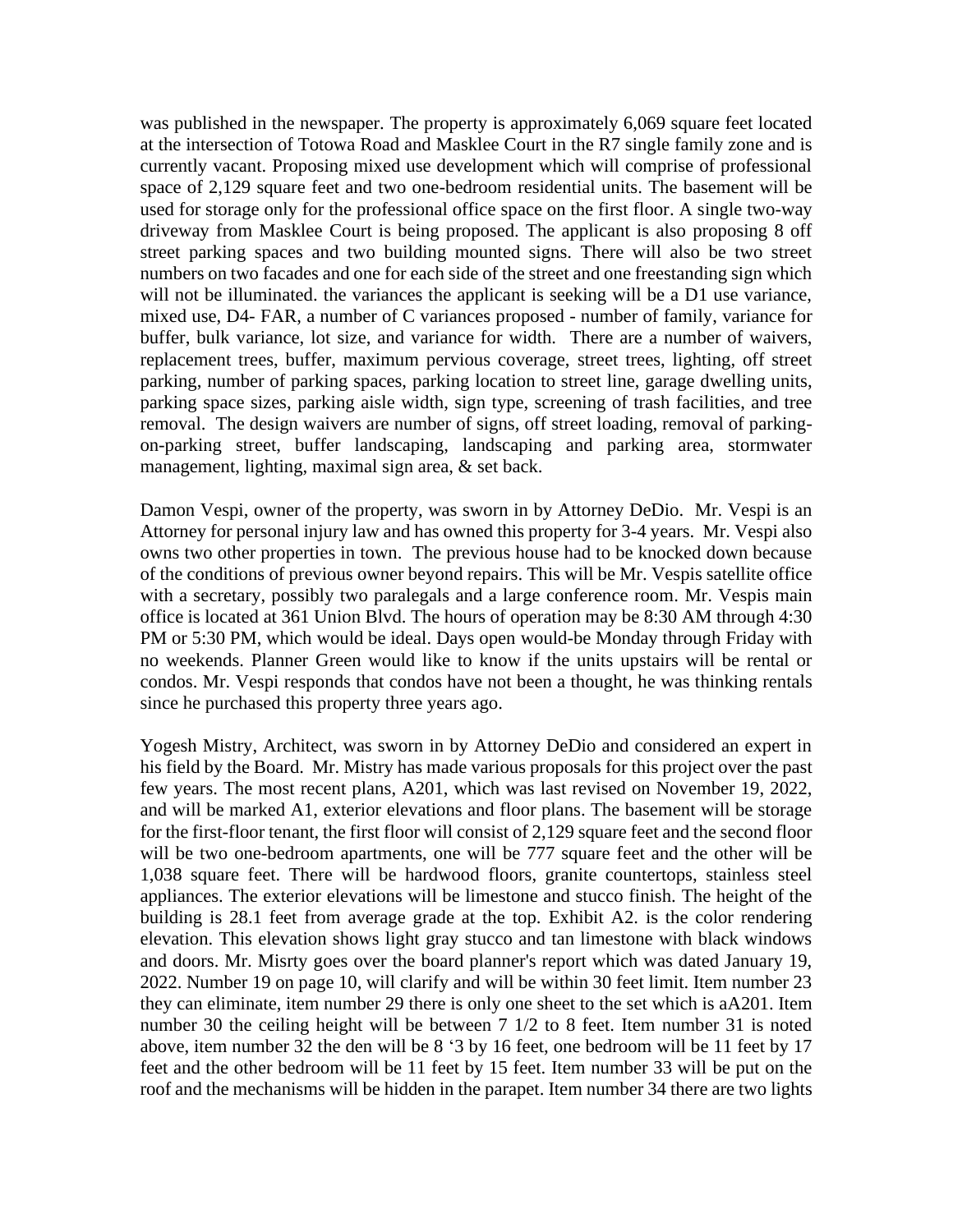was published in the newspaper. The property is approximately 6,069 square feet located at the intersection of Totowa Road and Masklee Court in the R7 single family zone and is currently vacant. Proposing mixed use development which will comprise of professional space of 2,129 square feet and two one-bedroom residential units. The basement will be used for storage only for the professional office space on the first floor. A single two-way driveway from Masklee Court is being proposed. The applicant is also proposing 8 off street parking spaces and two building mounted signs. There will also be two street numbers on two facades and one for each side of the street and one freestanding sign which will not be illuminated. the variances the applicant is seeking will be a D1 use variance, mixed use, D4- FAR, a number of C variances proposed - number of family, variance for buffer, bulk variance, lot size, and variance for width. There are a number of waivers, replacement trees, buffer, maximum pervious coverage, street trees, lighting, off street parking, number of parking spaces, parking location to street line, garage dwelling units, parking space sizes, parking aisle width, sign type, screening of trash facilities, and tree removal. The design waivers are number of signs, off street loading, removal of parking-on-parking street, buffer landscaping, landscaping and parking area, stormwater management, lighting, maximal sign area, & set back.

Damon Vespi, owner of the property, was sworn in by Attorney DeDio. Mr. Vespi is an Attorney for personal injury law and has owned this property for 3-4 years. Mr. Vespi also owns two other properties in town. The previous house had to be knocked down because of the conditions of previous owner beyond repairs. This will be Mr. Vespis satellite office with a secretary, possibly two paralegals and a large conference room. Mr. Vespis main office is located at 361 Union Blvd. The hours of operation may be 8:30 AM through 4:30 PM or 5:30 PM, which would be ideal. Days open would-be Monday through Friday with no weekends. Planner Green would like to know if the units upstairs will be rental or condos. Mr. Vespi responds that condos have not been a thought, he was thinking rentals since he purchased this property three years ago.

Yogesh Mistry, Architect, was sworn in by Attorney DeDio and considered an expert in his field by the Board. Mr. Mistry has made various proposals for this project over the past few years. The most recent plans, A201, which was last revised on November 19, 2022, and will be marked A1, exterior elevations and floor plans. The basement will be storage for the first-floor tenant, the first floor will consist of 2,129 square feet and the second floor will be two one-bedroom apartments, one will be 777 square feet and the other will be 1,038 square feet. There will be hardwood floors, granite countertops, stainless steel appliances. The exterior elevations will be limestone and stucco finish. The height of the building is 28.1 feet from average grade at the top. Exhibit A2. is the color rendering elevation. This elevation shows light gray stucco and tan limestone with black windows and doors. Mr. Misrty goes over the board planner's report which was dated January 19, 2022. Number 19 on page 10, will clarify and will be within 30 feet limit. Item number 23 they can eliminate, item number 29 there is only one sheet to the set which is aA201. Item number 30 the ceiling height will be between 7 1/2 to 8 feet. Item number 31 is noted above, item number 32 the den will be 8 '3 by 16 feet, one bedroom will be 11 feet by 17 feet and the other bedroom will be 11 feet by 15 feet. Item number 33 will be put on the roof and the mechanisms will be hidden in the parapet. Item number 34 there are two lights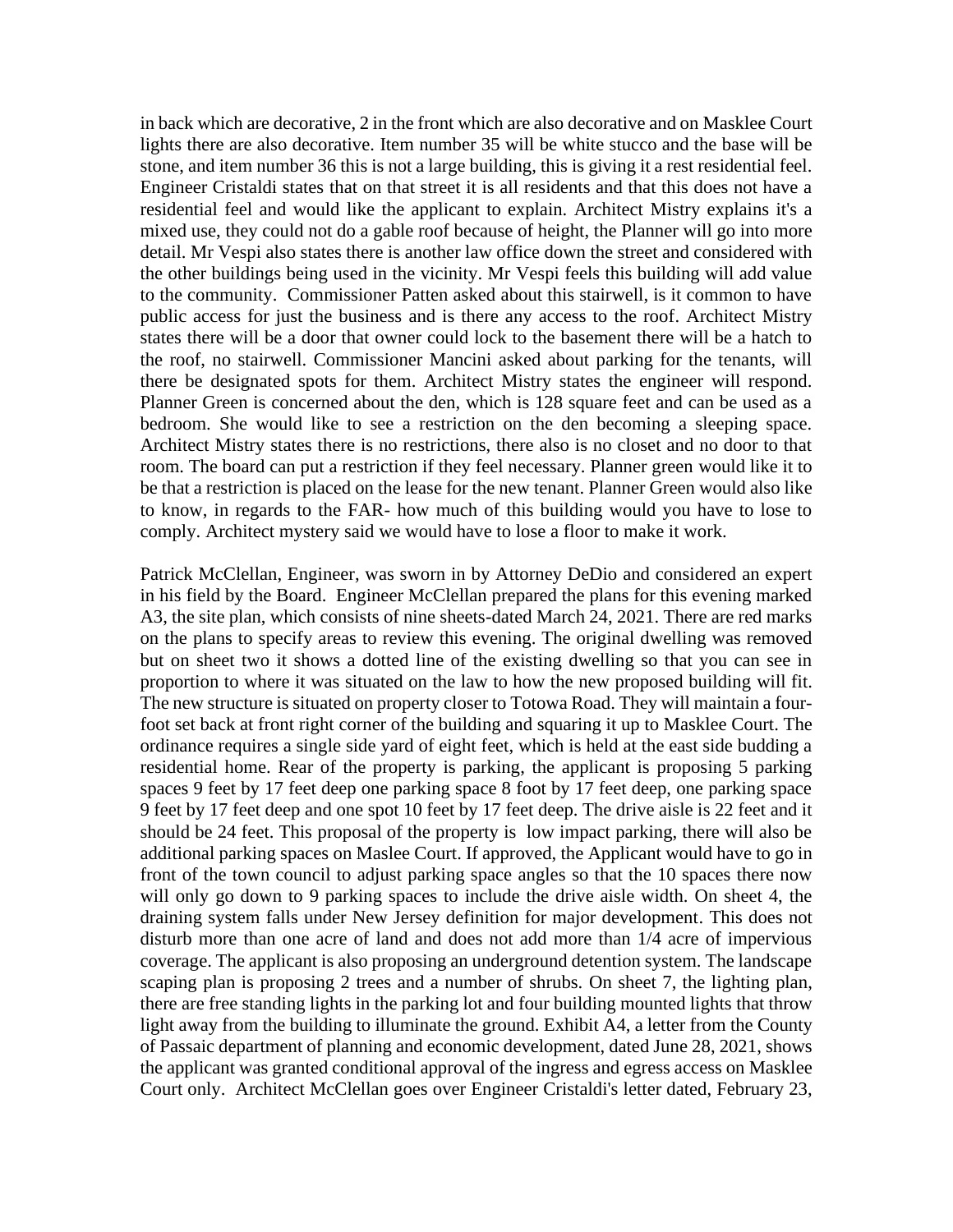in back which are decorative, 2 in the front which are also decorative and on Masklee Court lights there are also decorative. Item number 35 will be white stucco and the base will be stone, and item number 36 this is not a large building, this is giving it a rest residential feel. Engineer Cristaldi states that on that street it is all residents and that this does not have a residential feel and would like the applicant to explain. Architect Mistry explains it's a mixed use, they could not do a gable roof because of height, the Planner will go into more detail. Mr Vespi also states there is another law office down the street and considered with the other buildings being used in the vicinity. Mr Vespi feels this building will add value to the community. Commissioner Patten asked about this stairwell, is it common to have public access for just the business and is there any access to the roof. Architect Mistry states there will be a door that owner could lock to the basement there will be a hatch to the roof, no stairwell. Commissioner Mancini asked about parking for the tenants, will there be designated spots for them. Architect Mistry states the engineer will respond. Planner Green is concerned about the den, which is 128 square feet and can be used as a bedroom. She would like to see a restriction on the den becoming a sleeping space. Architect Mistry states there is no restrictions, there also is no closet and no door to that room. The board can put a restriction if they feel necessary. Planner green would like it to be that a restriction is placed on the lease for the new tenant. Planner Green would also like to know, in regards to the FAR- how much of this building would you have to lose to comply. Architect mystery said we would have to lose a floor to make it work.

Patrick McClellan, Engineer, was sworn in by Attorney DeDio and considered an expert in his field by the Board. Engineer McClellan prepared the plans for this evening marked A3, the site plan, which consists of nine sheets-dated March 24, 2021. There are red marks on the plans to specify areas to review this evening. The original dwelling was removed but on sheet two it shows a dotted line of the existing dwelling so that you can see in proportion to where it was situated on the law to how the new proposed building will fit. The new structure is situated on property closer to Totowa Road. They will maintain a four-foot set back at front right corner of the building and squaring it up to Masklee Court. The ordinance requires a single side yard of eight feet, which is held at the east side budding a residential home. Rear of the property is parking, the applicant is proposing 5 parking spaces 9 feet by 17 feet deep one parking space 8 foot by 17 feet deep, one parking space 9 feet by 17 feet deep and one spot 10 feet by 17 feet deep. The drive aisle is 22 feet and it should be 24 feet. This proposal of the property is low impact parking, there will also be additional parking spaces on Maslee Court. If approved, the Applicant would have to go in front of the town council to adjust parking space angles so that the 10 spaces there now will only go down to 9 parking spaces to include the drive aisle width. On sheet 4, the draining system falls under New Jersey definition for major development. This does not disturb more than one acre of land and does not add more than 1/4 acre of impervious coverage. The applicant is also proposing an underground detention system. The landscape scaping plan is proposing 2 trees and a number of shrubs. On sheet 7, the lighting plan, there are free standing lights in the parking lot and four building mounted lights that throw light away from the building to illuminate the ground. Exhibit A4, a letter from the County of Passaic department of planning and economic development, dated June 28, 2021, shows the applicant was granted conditional approval of the ingress and egress access on Masklee Court only. Architect McClellan goes over Engineer Cristaldi's letter dated, February 23,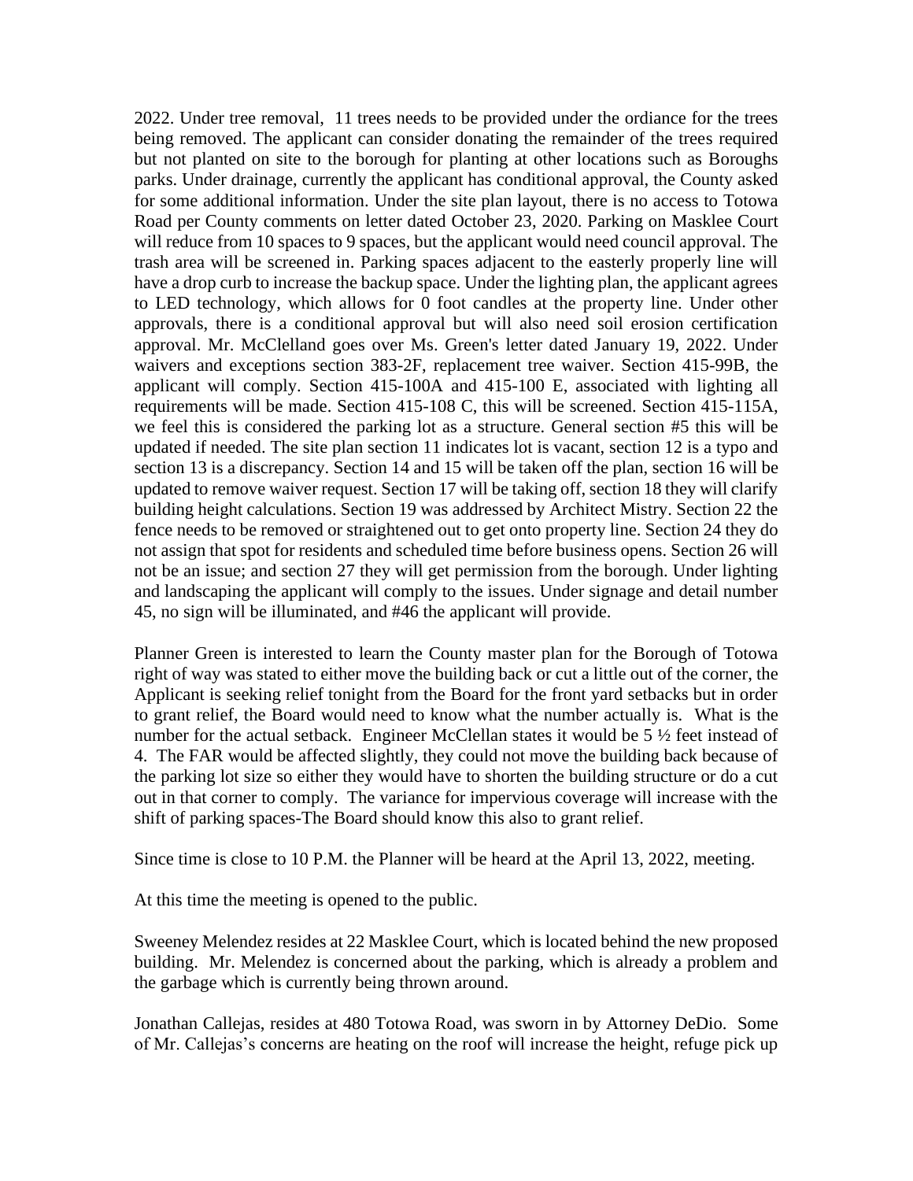2022. Under tree removal,  11 trees needs to be provided under the ordiance for the trees being removed. The applicant can consider donating the remainder of the trees required but not planted on site to the borough for planting at other locations such as Boroughs parks. Under drainage, currently the applicant has conditional approval, the County asked for some additional information. Under the site plan layout, there is no access to Totowa Road per County comments on letter dated October 23, 2020. Parking on Masklee Court will reduce from 10 spaces to 9 spaces, but the applicant would need council approval. The trash area will be screened in. Parking spaces adjacent to the easterly properly line will have a drop curb to increase the backup space. Under the lighting plan, the applicant agrees to LED technology, which allows for 0 foot candles at the property line. Under other approvals, there is a conditional approval but will also need soil erosion certification approval. Mr. McClelland goes over Ms. Green's letter dated January 19, 2022. Under waivers and exceptions section 383-2F, replacement tree waiver. Section 415-99B, the applicant will comply. Section 415-100A and 415-100 E, associated with lighting all requirements will be made. Section 415-108 C, this will be screened. Section 415-115A, we feel this is considered the parking lot as a structure. General section #5 this will be updated if needed. The site plan section 11 indicates lot is vacant, section 12 is a typo and section 13 is a discrepancy. Section 14 and 15 will be taken off the plan, section 16 will be updated to remove waiver request. Section 17 will be taking off, section 18 they will clarify building height calculations. Section 19 was addressed by Architect Mistry. Section 22 the fence needs to be removed or straightened out to get onto property line. Section 24 they do not assign that spot for residents and scheduled time before business opens. Section 26 will not be an issue; and section 27 they will get permission from the borough. Under lighting and landscaping the applicant will comply to the issues. Under signage and detail number 45, no sign will be illuminated, and #46 the applicant will provide.

Planner Green is interested to learn the County master plan for the Borough of Totowa right of way was stated to either move the building back or cut a little out of the corner, the Applicant is seeking relief tonight from the Board for the front yard setbacks but in order to grant relief, the Board would need to know what the number actually is.  What is the number for the actual setback.  Engineer McClellan states it would be 5 ½ feet instead of 4.  The FAR would be affected slightly, they could not move the building back because of the parking lot size so either they would have to shorten the building structure or do a cut out in that corner to comply.  The variance for impervious coverage will increase with the shift of parking spaces-The Board should know this also to grant relief.

Since time is close to 10 P.M. the Planner will be heard at the April 13, 2022, meeting.

At this time the meeting is opened to the public.

Sweeney Melendez resides at 22 Masklee Court, which is located behind the new proposed building.  Mr. Melendez is concerned about the parking, which is already a problem and the garbage which is currently being thrown around.

Jonathan Callejas, resides at 480 Totowa Road, was sworn in by Attorney DeDio.  Some of Mr. Callejas's concerns are heating on the roof will increase the height, refuge pick up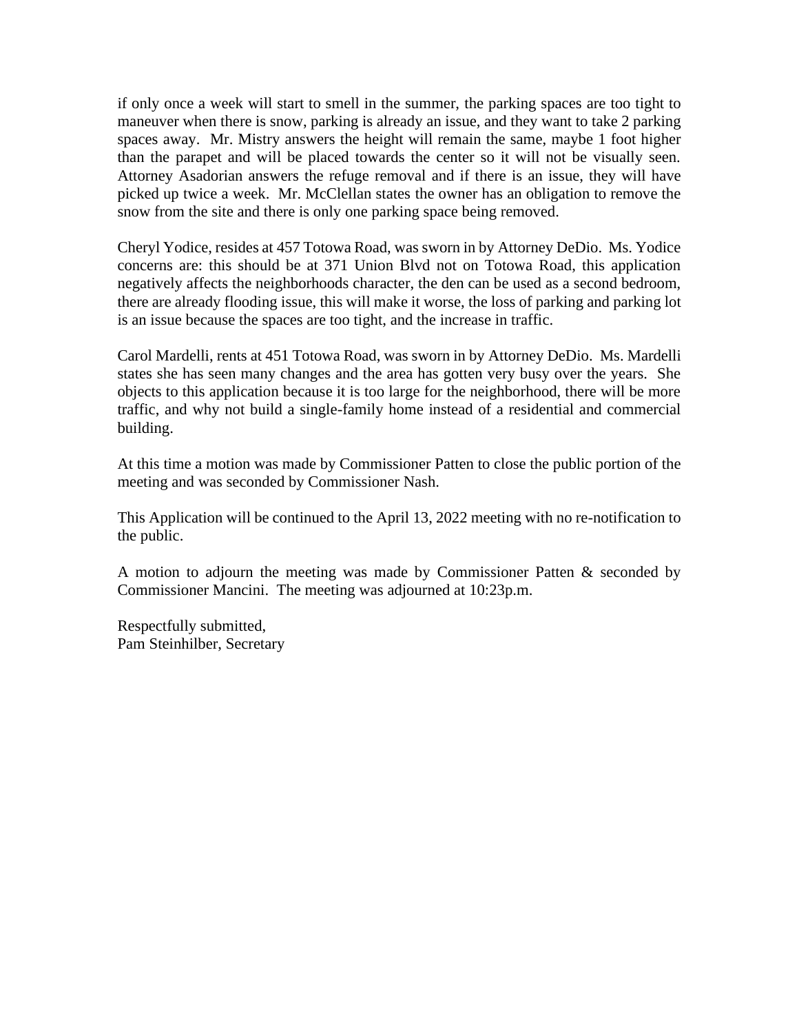if only once a week will start to smell in the summer, the parking spaces are too tight to maneuver when there is snow, parking is already an issue, and they want to take 2 parking spaces away. Mr. Mistry answers the height will remain the same, maybe 1 foot higher than the parapet and will be placed towards the center so it will not be visually seen. Attorney Asadorian answers the refuge removal and if there is an issue, they will have picked up twice a week. Mr. McClellan states the owner has an obligation to remove the snow from the site and there is only one parking space being removed.

Cheryl Yodice, resides at 457 Totowa Road, was sworn in by Attorney DeDio. Ms. Yodice concerns are: this should be at 371 Union Blvd not on Totowa Road, this application negatively affects the neighborhoods character, the den can be used as a second bedroom, there are already flooding issue, this will make it worse, the loss of parking and parking lot is an issue because the spaces are too tight, and the increase in traffic.

Carol Mardelli, rents at 451 Totowa Road, was sworn in by Attorney DeDio. Ms. Mardelli states she has seen many changes and the area has gotten very busy over the years. She objects to this application because it is too large for the neighborhood, there will be more traffic, and why not build a single-family home instead of a residential and commercial building.

At this time a motion was made by Commissioner Patten to close the public portion of the meeting and was seconded by Commissioner Nash.

This Application will be continued to the April 13, 2022 meeting with no re-notification to the public.

A motion to adjourn the meeting was made by Commissioner Patten & seconded by Commissioner Mancini. The meeting was adjourned at 10:23p.m.

Respectfully submitted,
Pam Steinhilber, Secretary